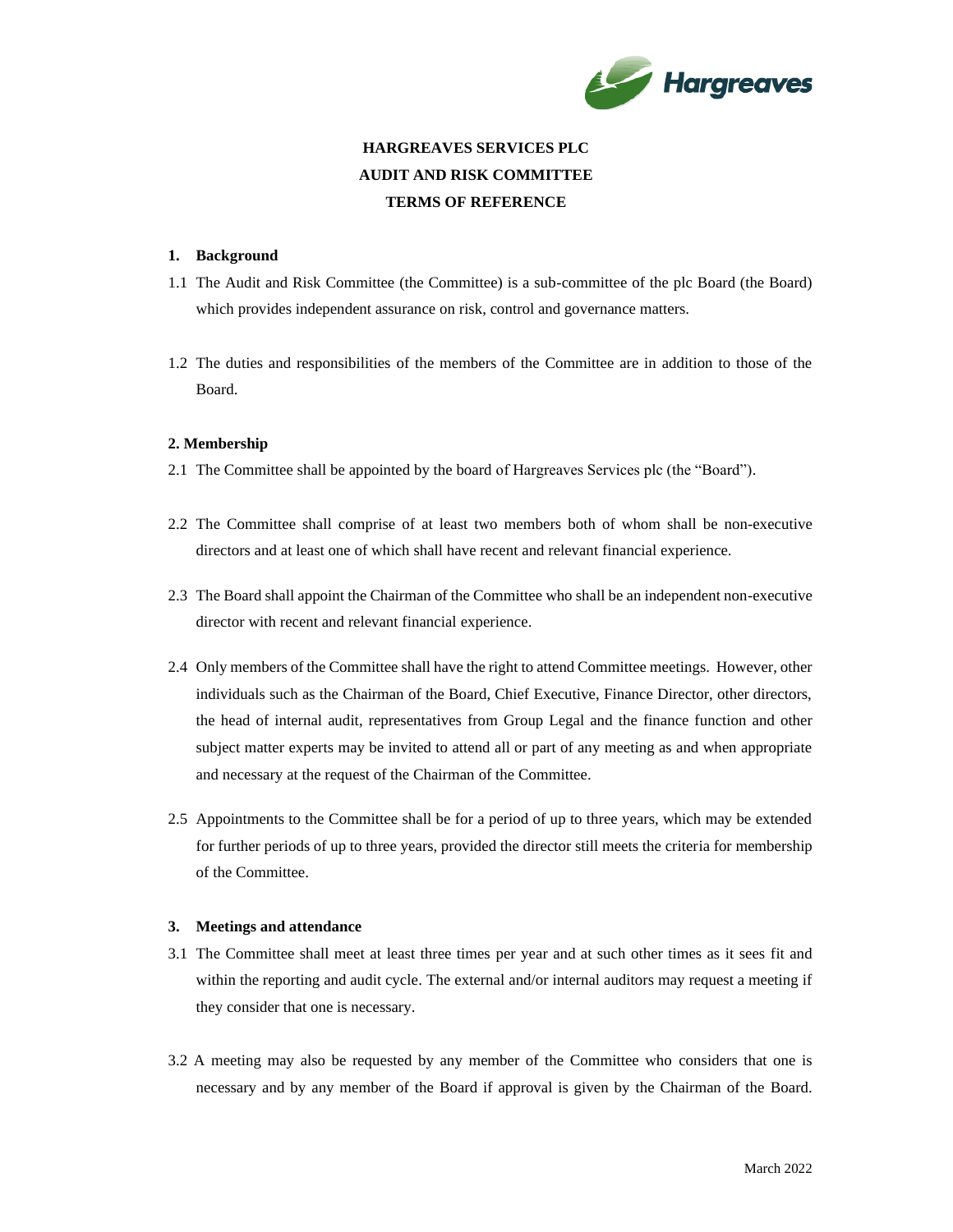# HARGREAVES SERVICES PLC
# AUDIT AND RISK COMMITTEE
# TERMS OF REFERENCE

## 1. Background

1.1 The Audit and Risk Committee (the Committee) is a sub-committee of the plc Board (the Board) which provides independent assurance on risk, control and governance matters.

1.2 The duties and responsibilities of the members of the Committee are in addition to those of the Board.

## 2. Membership

2.1 The Committee shall be appointed by the board of Hargreaves Services plc (the "Board").

2.2 The Committee shall comprise of at least two members both of whom shall be non-executive directors and at least one of which shall have recent and relevant financial experience.

2.3 The Board shall appoint the Chairman of the Committee who shall be an independent non-executive director with recent and relevant financial experience.

2.4 Only members of the Committee shall have the right to attend Committee meetings. However, other individuals such as the Chairman of the Board, Chief Executive, Finance Director, other directors, the head of internal audit, representatives from Group Legal and the finance function and other subject matter experts may be invited to attend all or part of any meeting as and when appropriate and necessary at the request of the Chairman of the Committee.

2.5 Appointments to the Committee shall be for a period of up to three years, which may be extended for further periods of up to three years, provided the director still meets the criteria for membership of the Committee.

## 3. Meetings and attendance

3.1 The Committee shall meet at least three times per year and at such other times as it sees fit and within the reporting and audit cycle. The external and/or internal auditors may request a meeting if they consider that one is necessary.

3.2 A meeting may also be requested by any member of the Committee who considers that one is necessary and by any member of the Board if approval is given by the Chairman of the Board.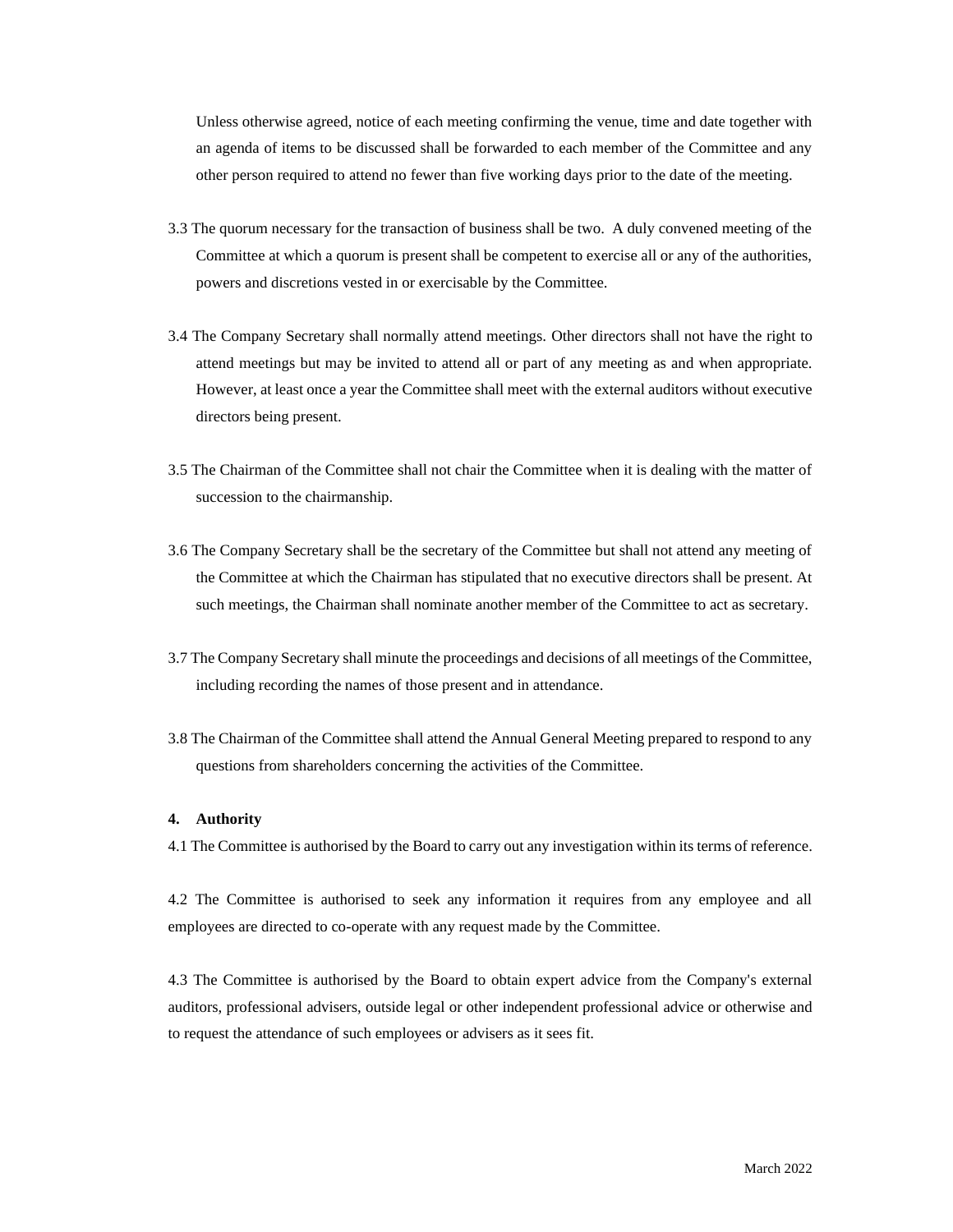Unless otherwise agreed, notice of each meeting confirming the venue, time and date together with an agenda of items to be discussed shall be forwarded to each member of the Committee and any other person required to attend no fewer than five working days prior to the date of the meeting.

3.3 The quorum necessary for the transaction of business shall be two. A duly convened meeting of the Committee at which a quorum is present shall be competent to exercise all or any of the authorities, powers and discretions vested in or exercisable by the Committee.

3.4 The Company Secretary shall normally attend meetings. Other directors shall not have the right to attend meetings but may be invited to attend all or part of any meeting as and when appropriate. However, at least once a year the Committee shall meet with the external auditors without executive directors being present.

3.5 The Chairman of the Committee shall not chair the Committee when it is dealing with the matter of succession to the chairmanship.

3.6 The Company Secretary shall be the secretary of the Committee but shall not attend any meeting of the Committee at which the Chairman has stipulated that no executive directors shall be present. At such meetings, the Chairman shall nominate another member of the Committee to act as secretary.

3.7 The Company Secretary shall minute the proceedings and decisions of all meetings of the Committee, including recording the names of those present and in attendance.

3.8 The Chairman of the Committee shall attend the Annual General Meeting prepared to respond to any questions from shareholders concerning the activities of the Committee.

**4. Authority**

4.1 The Committee is authorised by the Board to carry out any investigation within its terms of reference.

4.2 The Committee is authorised to seek any information it requires from any employee and all employees are directed to co-operate with any request made by the Committee.

4.3 The Committee is authorised by the Board to obtain expert advice from the Company's external auditors, professional advisers, outside legal or other independent professional advice or otherwise and to request the attendance of such employees or advisers as it sees fit.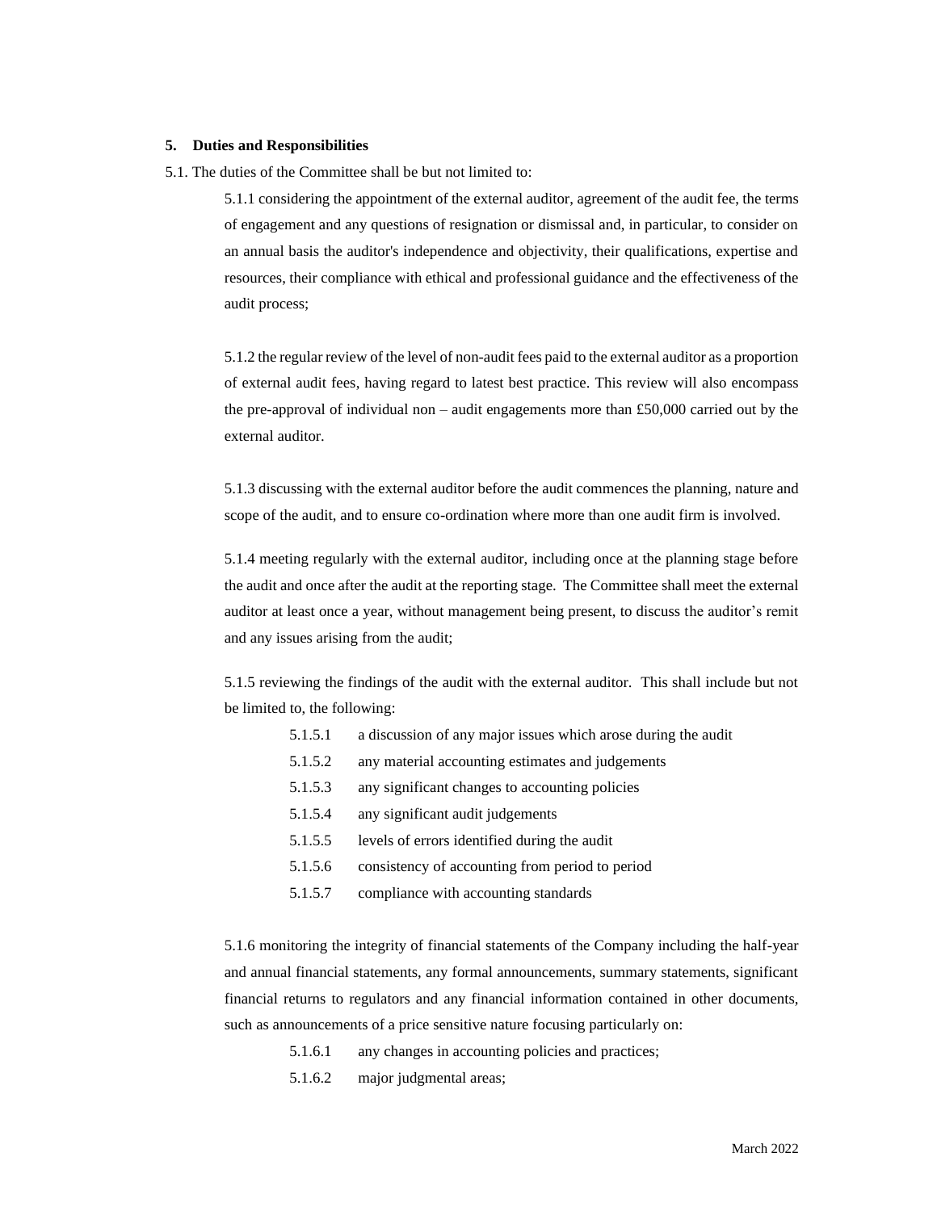**5. Duties and Responsibilities**

5.1. The duties of the Committee shall be but not limited to:

5.1.1 considering the appointment of the external auditor, agreement of the audit fee, the terms of engagement and any questions of resignation or dismissal and, in particular, to consider on an annual basis the auditor's independence and objectivity, their qualifications, expertise and resources, their compliance with ethical and professional guidance and the effectiveness of the audit process;

5.1.2 the regular review of the level of non-audit fees paid to the external auditor as a proportion of external audit fees, having regard to latest best practice. This review will also encompass the pre-approval of individual non – audit engagements more than £50,000 carried out by the external auditor.

5.1.3 discussing with the external auditor before the audit commences the planning, nature and scope of the audit, and to ensure co-ordination where more than one audit firm is involved.

5.1.4 meeting regularly with the external auditor, including once at the planning stage before the audit and once after the audit at the reporting stage. The Committee shall meet the external auditor at least once a year, without management being present, to discuss the auditor's remit and any issues arising from the audit;

5.1.5 reviewing the findings of the audit with the external auditor. This shall include but not be limited to, the following:

- 5.1.5.1 a discussion of any major issues which arose during the audit
- 5.1.5.2 any material accounting estimates and judgements
- 5.1.5.3 any significant changes to accounting policies
- 5.1.5.4 any significant audit judgements
- 5.1.5.5 levels of errors identified during the audit
- 5.1.5.6 consistency of accounting from period to period
- 5.1.5.7 compliance with accounting standards

5.1.6 monitoring the integrity of financial statements of the Company including the half-year and annual financial statements, any formal announcements, summary statements, significant financial returns to regulators and any financial information contained in other documents, such as announcements of a price sensitive nature focusing particularly on:

- 5.1.6.1 any changes in accounting policies and practices;
- 5.1.6.2 major judgmental areas;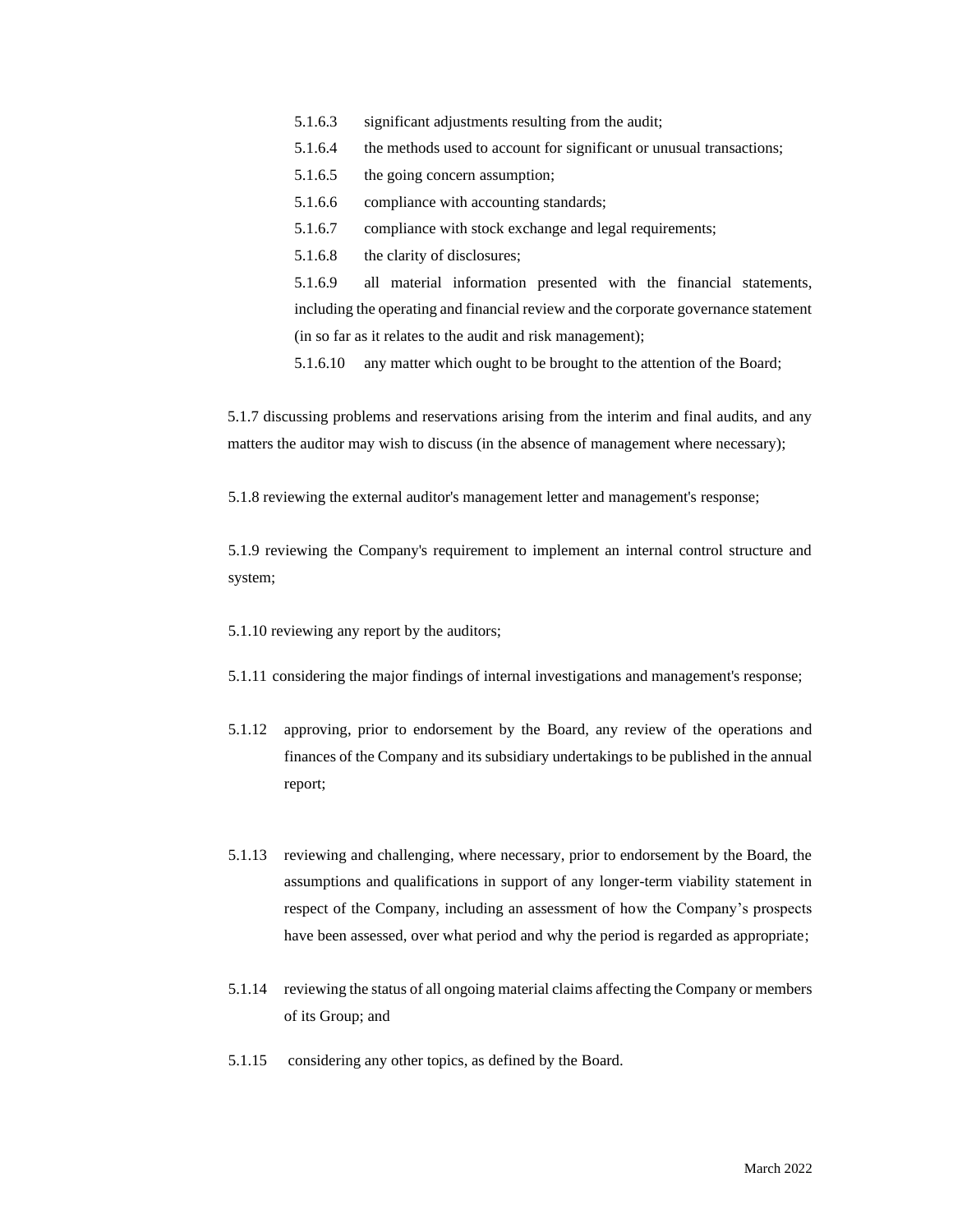5.1.6.3 significant adjustments resulting from the audit;

5.1.6.4 the methods used to account for significant or unusual transactions;

5.1.6.5 the going concern assumption;

5.1.6.6 compliance with accounting standards;

5.1.6.7 compliance with stock exchange and legal requirements;

5.1.6.8 the clarity of disclosures;

5.1.6.9 all material information presented with the financial statements, including the operating and financial review and the corporate governance statement (in so far as it relates to the audit and risk management);

5.1.6.10 any matter which ought to be brought to the attention of the Board;

5.1.7 discussing problems and reservations arising from the interim and final audits, and any matters the auditor may wish to discuss (in the absence of management where necessary);

5.1.8 reviewing the external auditor's management letter and management's response;

5.1.9 reviewing the Company's requirement to implement an internal control structure and system;

5.1.10 reviewing any report by the auditors;

5.1.11 considering the major findings of internal investigations and management's response;

5.1.12 approving, prior to endorsement by the Board, any review of the operations and finances of the Company and its subsidiary undertakings to be published in the annual report;

5.1.13 reviewing and challenging, where necessary, prior to endorsement by the Board, the assumptions and qualifications in support of any longer-term viability statement in respect of the Company, including an assessment of how the Company's prospects have been assessed, over what period and why the period is regarded as appropriate;

5.1.14 reviewing the status of all ongoing material claims affecting the Company or members of its Group; and

5.1.15 considering any other topics, as defined by the Board.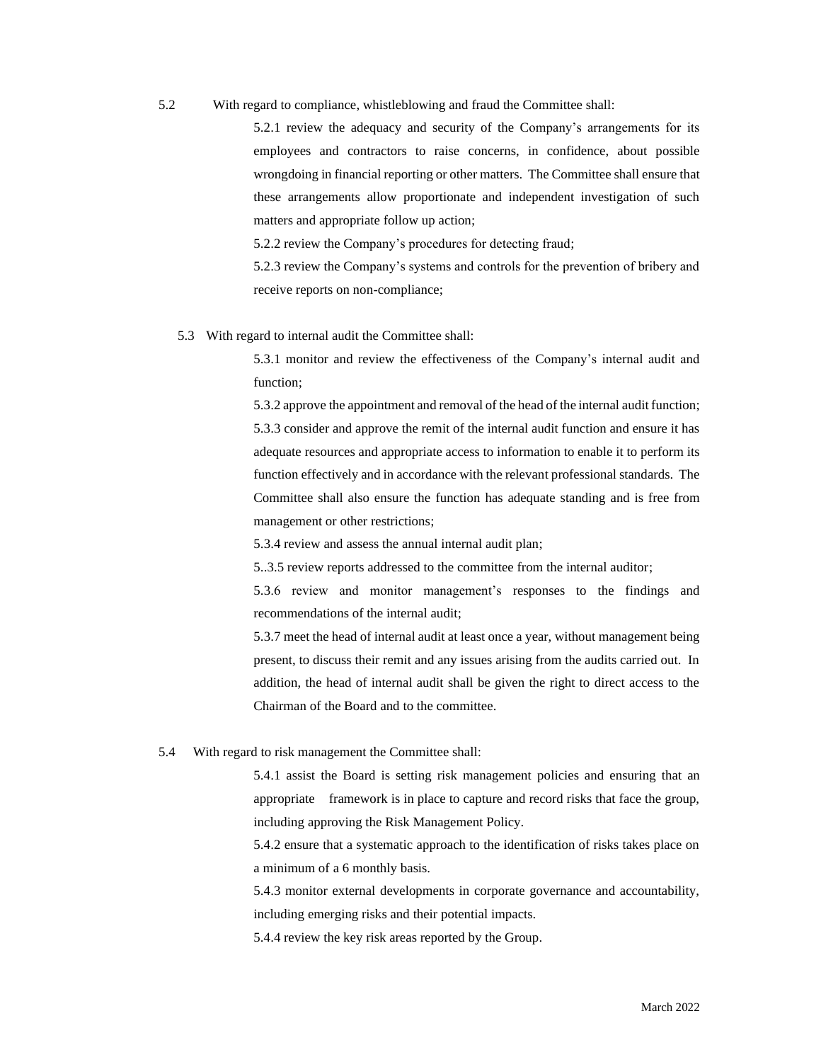5.2 With regard to compliance, whistleblowing and fraud the Committee shall:

5.2.1 review the adequacy and security of the Company's arrangements for its employees and contractors to raise concerns, in confidence, about possible wrongdoing in financial reporting or other matters. The Committee shall ensure that these arrangements allow proportionate and independent investigation of such matters and appropriate follow up action;

5.2.2 review the Company's procedures for detecting fraud;

5.2.3 review the Company's systems and controls for the prevention of bribery and receive reports on non-compliance;

5.3 With regard to internal audit the Committee shall:

5.3.1 monitor and review the effectiveness of the Company's internal audit and function;

5.3.2 approve the appointment and removal of the head of the internal audit function;

5.3.3 consider and approve the remit of the internal audit function and ensure it has adequate resources and appropriate access to information to enable it to perform its function effectively and in accordance with the relevant professional standards. The Committee shall also ensure the function has adequate standing and is free from management or other restrictions;

5.3.4 review and assess the annual internal audit plan;

5..3.5 review reports addressed to the committee from the internal auditor;

5.3.6 review and monitor management's responses to the findings and recommendations of the internal audit;

5.3.7 meet the head of internal audit at least once a year, without management being present, to discuss their remit and any issues arising from the audits carried out. In addition, the head of internal audit shall be given the right to direct access to the Chairman of the Board and to the committee.

5.4 With regard to risk management the Committee shall:

5.4.1 assist the Board is setting risk management policies and ensuring that an appropriate framework is in place to capture and record risks that face the group, including approving the Risk Management Policy.

5.4.2 ensure that a systematic approach to the identification of risks takes place on a minimum of a 6 monthly basis.

5.4.3 monitor external developments in corporate governance and accountability, including emerging risks and their potential impacts.

5.4.4 review the key risk areas reported by the Group.

March 2022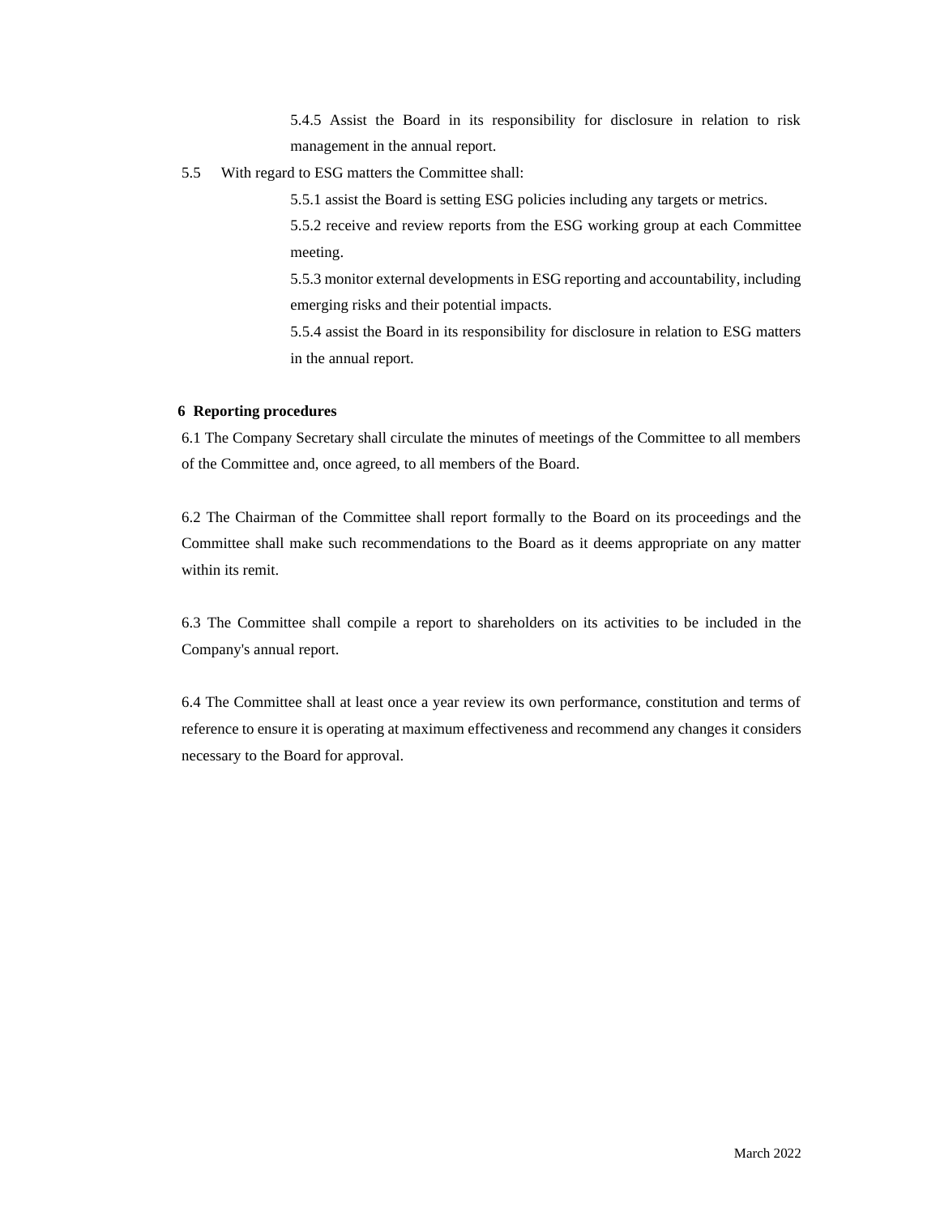5.4.5 Assist the Board in its responsibility for disclosure in relation to risk management in the annual report.

5.5 With regard to ESG matters the Committee shall:

5.5.1 assist the Board is setting ESG policies including any targets or metrics.

5.5.2 receive and review reports from the ESG working group at each Committee meeting.

5.5.3 monitor external developments in ESG reporting and accountability, including emerging risks and their potential impacts.

5.5.4 assist the Board in its responsibility for disclosure in relation to ESG matters in the annual report.

**6 Reporting procedures**

6.1 The Company Secretary shall circulate the minutes of meetings of the Committee to all members of the Committee and, once agreed, to all members of the Board.

6.2 The Chairman of the Committee shall report formally to the Board on its proceedings and the Committee shall make such recommendations to the Board as it deems appropriate on any matter within its remit.

6.3 The Committee shall compile a report to shareholders on its activities to be included in the Company's annual report.

6.4 The Committee shall at least once a year review its own performance, constitution and terms of reference to ensure it is operating at maximum effectiveness and recommend any changes it considers necessary to the Board for approval.

March 2022